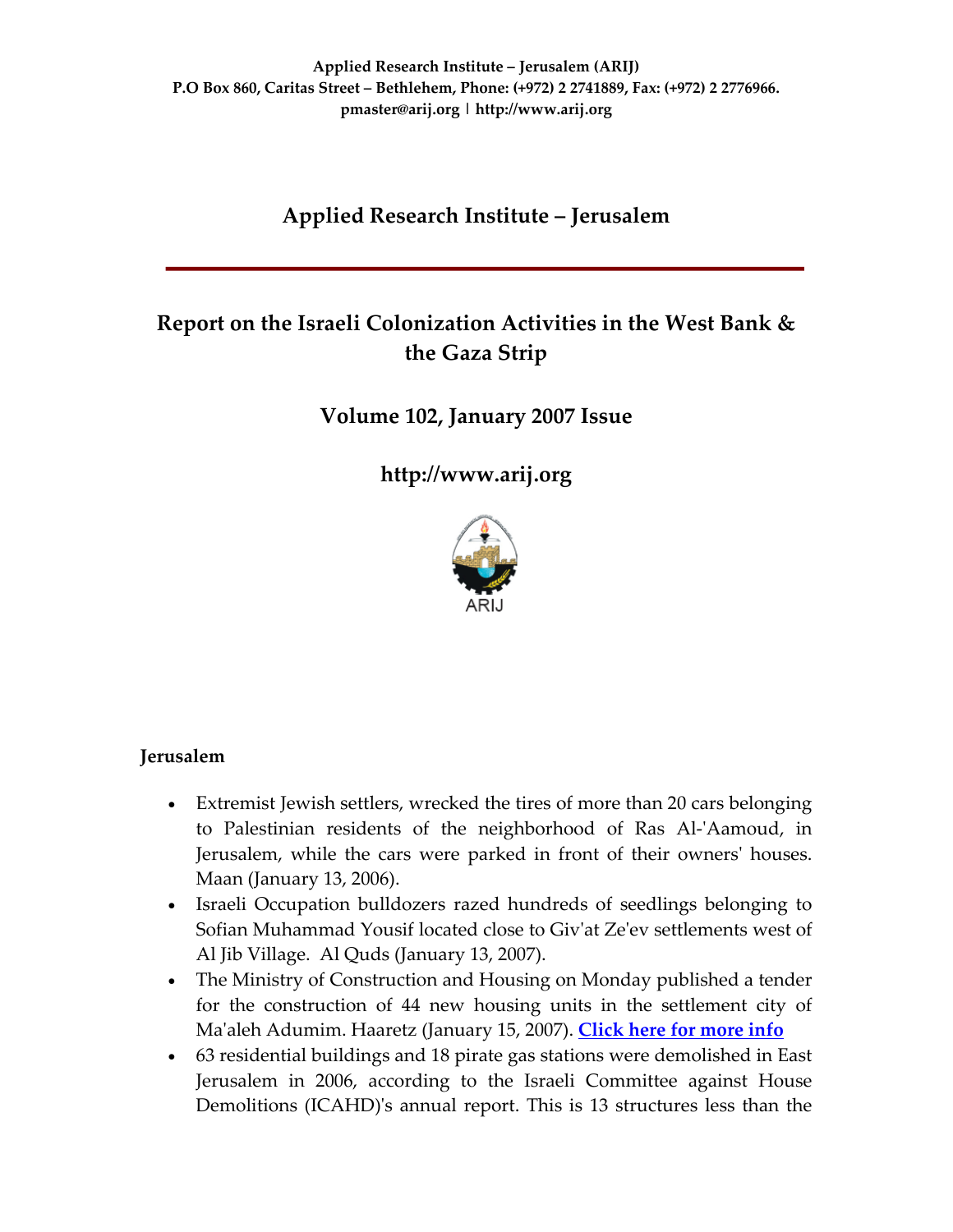**Applied Research Institute – Jerusalem (ARIJ)**
**P.O Box 860, Caritas Street – Bethlehem, Phone: (+972) 2 2741889, Fax: (+972) 2 2776966.**
**pmaster@arij.org | http://www.arij.org**

# Applied Research Institute – Jerusalem

## Report on the Israeli Colonization Activities in the West Bank & the Gaza Strip

## Volume 102, January 2007 Issue

## http://www.arij.org

ARIJ

### Jerusalem

- Extremist Jewish settlers, wrecked the tires of more than 20 cars belonging to Palestinian residents of the neighborhood of Ras Al-'Aamoud, in Jerusalem, while the cars were parked in front of their owners' houses. Maan (January 13, 2006).
- Israeli Occupation bulldozers razed hundreds of seedlings belonging to Sofian Muhammad Yousif located close to Giv'at Ze'ev settlements west of Al Jib Village. Al Quds (January 13, 2007).
- The Ministry of Construction and Housing on Monday published a tender for the construction of 44 new housing units in the settlement city of Ma'aleh Adumim. Haaretz (January 15, 2007). **Click here for more info**
- 63 residential buildings and 18 pirate gas stations were demolished in East Jerusalem in 2006, according to the Israeli Committee against House Demolitions (ICAHD)'s annual report. This is 13 structures less than the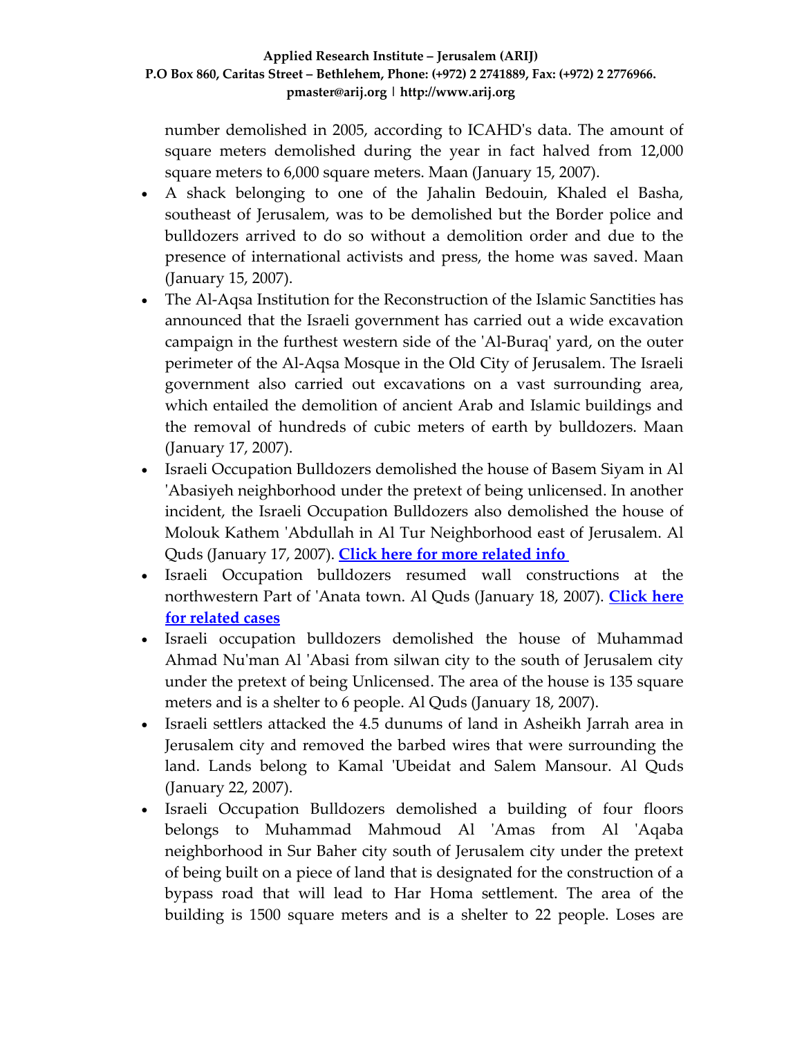number demolished in 2005, according to ICAHD's data. The amount of square meters demolished during the year in fact halved from 12,000 square meters to 6,000 square meters. Maan (January 15, 2007).

- A shack belonging to one of the Jahalin Bedouin, Khaled el Basha, southeast of Jerusalem, was to be demolished but the Border police and bulldozers arrived to do so without a demolition order and due to the presence of international activists and press, the home was saved. Maan (January 15, 2007).
- The Al-Aqsa Institution for the Reconstruction of the Islamic Sanctities has announced that the Israeli government has carried out a wide excavation campaign in the furthest western side of the 'Al-Buraq' yard, on the outer perimeter of the Al-Aqsa Mosque in the Old City of Jerusalem. The Israeli government also carried out excavations on a vast surrounding area, which entailed the demolition of ancient Arab and Islamic buildings and the removal of hundreds of cubic meters of earth by bulldozers. Maan (January 17, 2007).
- Israeli Occupation Bulldozers demolished the house of Basem Siyam in Al 'Abasiyeh neighborhood under the pretext of being unlicensed. In another incident, the Israeli Occupation Bulldozers also demolished the house of Molouk Kathem 'Abdullah in Al Tur Neighborhood east of Jerusalem. Al Quds (January 17, 2007). **Click here for more related info**
- Israeli Occupation bulldozers resumed wall constructions at the northwestern Part of 'Anata town. Al Quds (January 18, 2007). **Click here for related cases**
- Israeli occupation bulldozers demolished the house of Muhammad Ahmad Nu'man Al 'Abasi from silwan city to the south of Jerusalem city under the pretext of being Unlicensed. The area of the house is 135 square meters and is a shelter to 6 people. Al Quds (January 18, 2007).
- Israeli settlers attacked the 4.5 dunums of land in Asheikh Jarrah area in Jerusalem city and removed the barbed wires that were surrounding the land. Lands belong to Kamal 'Ubeidat and Salem Mansour. Al Quds (January 22, 2007).
- Israeli Occupation Bulldozers demolished a building of four floors belongs to Muhammad Mahmoud Al 'Amas from Al 'Aqaba neighborhood in Sur Baher city south of Jerusalem city under the pretext of being built on a piece of land that is designated for the construction of a bypass road that will lead to Har Homa settlement. The area of the building is 1500 square meters and is a shelter to 22 people. Loses are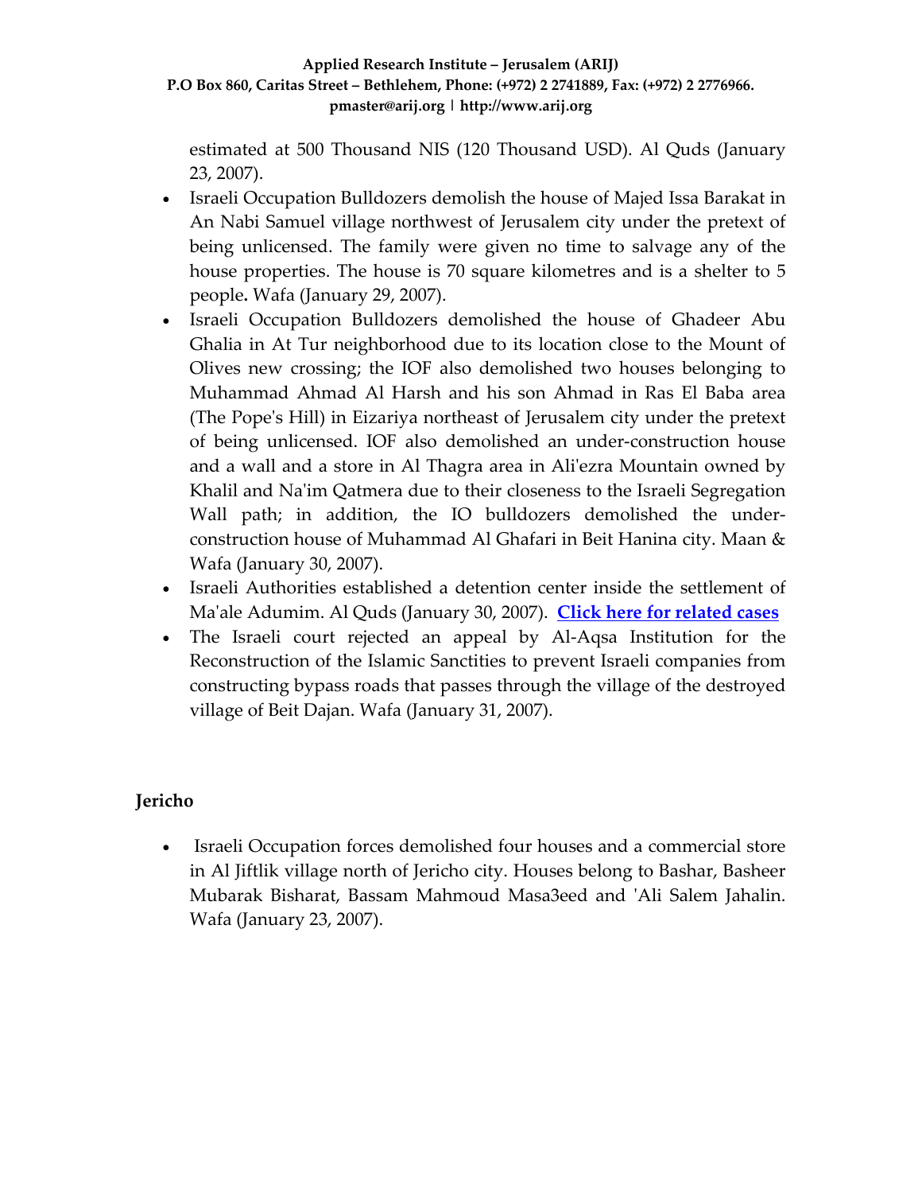estimated at 500 Thousand NIS (120 Thousand USD). Al Quds (January 23, 2007).

- Israeli Occupation Bulldozers demolish the house of Majed Issa Barakat in An Nabi Samuel village northwest of Jerusalem city under the pretext of being unlicensed. The family were given no time to salvage any of the house properties. The house is 70 square kilometres and is a shelter to 5 people**.** Wafa (January 29, 2007).
- Israeli Occupation Bulldozers demolished the house of Ghadeer Abu Ghalia in At Tur neighborhood due to its location close to the Mount of Olives new crossing; the IOF also demolished two houses belonging to Muhammad Ahmad Al Harsh and his son Ahmad in Ras El Baba area (The Pope's Hill) in Eizariya northeast of Jerusalem city under the pretext of being unlicensed. IOF also demolished an under-construction house and a wall and a store in Al Thagra area in Ali'ezra Mountain owned by Khalil and Na'im Qatmera due to their closeness to the Israeli Segregation Wall path; in addition, the IO bulldozers demolished the under-construction house of Muhammad Al Ghafari in Beit Hanina city. Maan & Wafa (January 30, 2007).
- Israeli Authorities established a detention center inside the settlement of Ma'ale Adumim. Al Quds (January 30, 2007). **Click here for related cases**
- The Israeli court rejected an appeal by Al-Aqsa Institution for the Reconstruction of the Islamic Sanctities to prevent Israeli companies from constructing bypass roads that passes through the village of the destroyed village of Beit Dajan. Wafa (January 31, 2007).

**Jericho**

- Israeli Occupation forces demolished four houses and a commercial store in Al Jiftlik village north of Jericho city. Houses belong to Bashar, Basheer Mubarak Bisharat, Bassam Mahmoud Masa3eed and 'Ali Salem Jahalin. Wafa (January 23, 2007).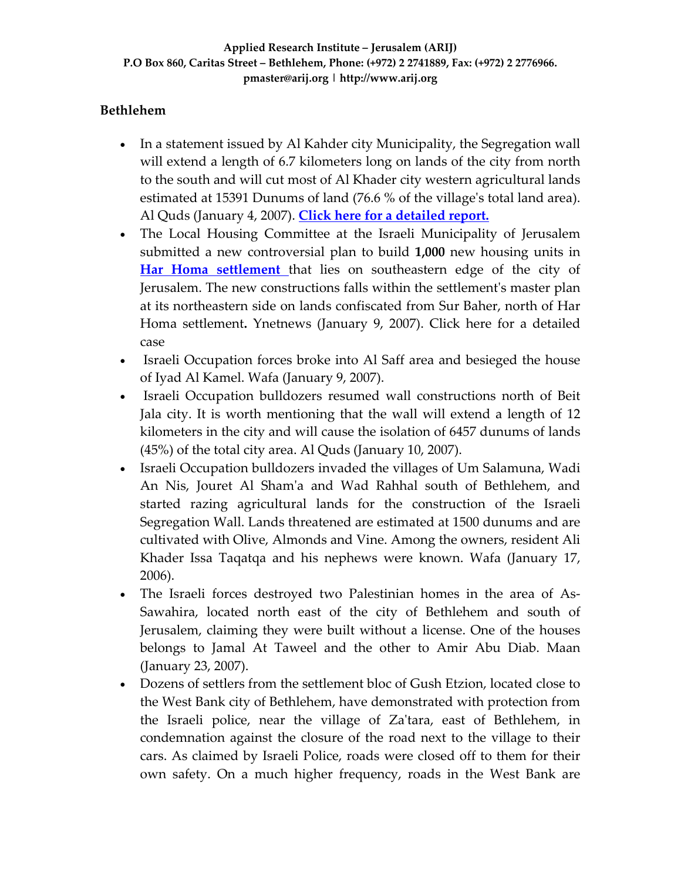## Bethlehem

- In a statement issued by Al Kahder city Municipality, the Segregation wall will extend a length of 6.7 kilometers long on lands of the city from north to the south and will cut most of Al Khader city western agricultural lands estimated at 15391 Dunums of land (76.6 % of the village's total land area). Al Quds (January 4, 2007). **Click here for a detailed report.**
- The Local Housing Committee at the Israeli Municipality of Jerusalem submitted a new controversial plan to build **1,000** new housing units in **Har Homa settlement** that lies on southeastern edge of the city of Jerusalem. The new constructions falls within the settlement's master plan at its northeastern side on lands confiscated from Sur Baher, north of Har Homa settlement**.** Ynetnews (January 9, 2007). Click here for a detailed case
- Israeli Occupation forces broke into Al Saff area and besieged the house of Iyad Al Kamel. Wafa (January 9, 2007).
- Israeli Occupation bulldozers resumed wall constructions north of Beit Jala city. It is worth mentioning that the wall will extend a length of 12 kilometers in the city and will cause the isolation of 6457 dunums of lands (45%) of the total city area. Al Quds (January 10, 2007).
- Israeli Occupation bulldozers invaded the villages of Um Salamuna, Wadi An Nis, Jouret Al Sham'a and Wad Rahhal south of Bethlehem, and started razing agricultural lands for the construction of the Israeli Segregation Wall. Lands threatened are estimated at 1500 dunums and are cultivated with Olive, Almonds and Vine. Among the owners, resident Ali Khader Issa Taqatqa and his nephews were known. Wafa (January 17, 2006).
- The Israeli forces destroyed two Palestinian homes in the area of As-Sawahira, located north east of the city of Bethlehem and south of Jerusalem, claiming they were built without a license. One of the houses belongs to Jamal At Taweel and the other to Amir Abu Diab. Maan (January 23, 2007).
- Dozens of settlers from the settlement bloc of Gush Etzion, located close to the West Bank city of Bethlehem, have demonstrated with protection from the Israeli police, near the village of Za'tara, east of Bethlehem, in condemnation against the closure of the road next to the village to their cars. As claimed by Israeli Police, roads were closed off to them for their own safety. On a much higher frequency, roads in the West Bank are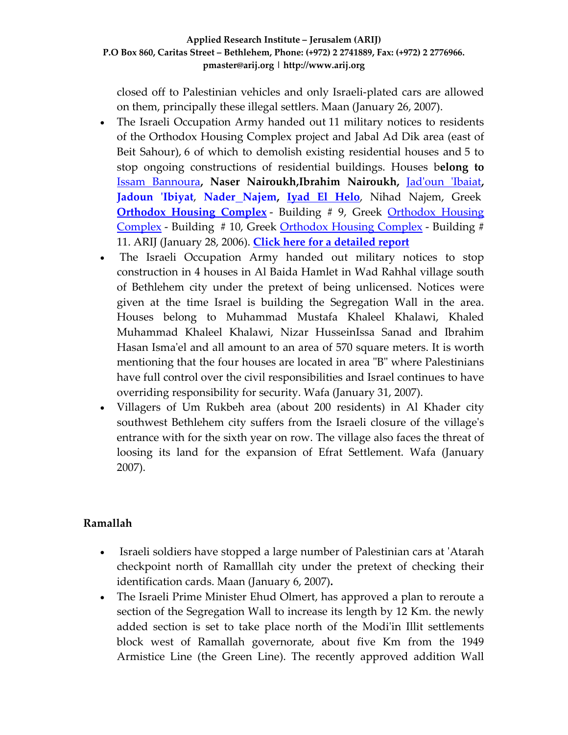closed off to Palestinian vehicles and only Israeli-plated cars are allowed on them, principally these illegal settlers. Maan (January 26, 2007).

- The Israeli Occupation Army handed out 11 military notices to residents of the Orthodox Housing Complex project and Jabal Ad Dik area (east of Beit Sahour), 6 of which to demolish existing residential houses and 5 to stop ongoing constructions of residential buildings. Houses b**elong to** Issam Bannoura**, Naser Nairoukh,Ibrahim Nairoukh,** Jad'oun 'Ibaiat**,** **Jadoun 'Ibiyat**, **Nader_Najem, Iyad El Helo**, Nihad Najem, Greek **Orthodox Housing Complex** - Building # 9, Greek Orthodox Housing Complex - Building # 10, Greek Orthodox Housing Complex - Building # 11. ARIJ (January 28, 2006). **Click here for a detailed report**
- The Israeli Occupation Army handed out military notices to stop construction in 4 houses in Al Baida Hamlet in Wad Rahhal village south of Bethlehem city under the pretext of being unlicensed. Notices were given at the time Israel is building the Segregation Wall in the area. Houses belong to Muhammad Mustafa Khaleel Khalawi, Khaled Muhammad Khaleel Khalawi, Nizar HusseinIssa Sanad and Ibrahim Hasan Isma'el and all amount to an area of 570 square meters. It is worth mentioning that the four houses are located in area "B" where Palestinians have full control over the civil responsibilities and Israel continues to have overriding responsibility for security. Wafa (January 31, 2007).
- Villagers of Um Rukbeh area (about 200 residents) in Al Khader city southwest Bethlehem city suffers from the Israeli closure of the village's entrance with for the sixth year on row. The village also faces the threat of loosing its land for the expansion of Efrat Settlement. Wafa (January 2007).

**Ramallah**

- Israeli soldiers have stopped a large number of Palestinian cars at 'Atarah checkpoint north of Ramalllah city under the pretext of checking their identification cards. Maan (January 6, 2007)**.**
- The Israeli Prime Minister Ehud Olmert, has approved a plan to reroute a section of the Segregation Wall to increase its length by 12 Km. the newly added section is set to take place north of the Modi'in Illit settlements block west of Ramallah governorate, about five Km from the 1949 Armistice Line (the Green Line). The recently approved addition Wall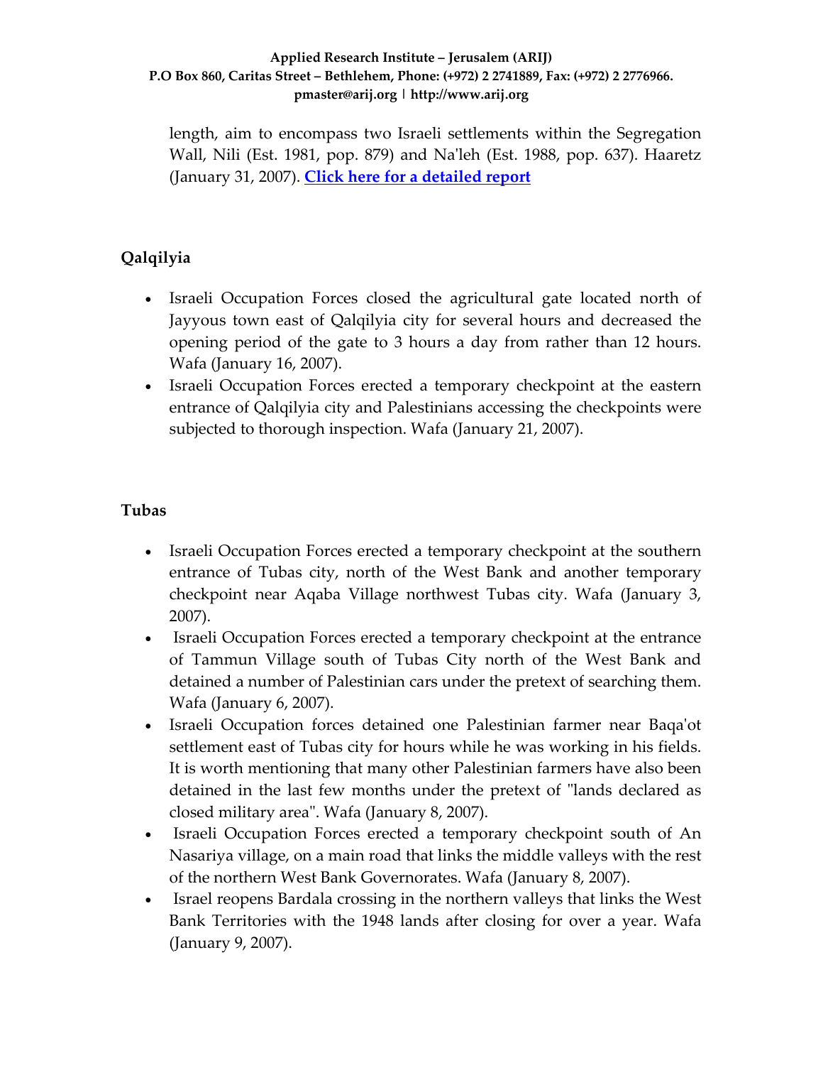length, aim to encompass two Israeli settlements within the Segregation Wall, Nili (Est. 1981, pop. 879) and Na'leh (Est. 1988, pop. 637). Haaretz (January 31, 2007). **Click here for a detailed report**

## Qalqilyia

- Israeli Occupation Forces closed the agricultural gate located north of Jayyous town east of Qalqilyia city for several hours and decreased the opening period of the gate to 3 hours a day from rather than 12 hours. Wafa (January 16, 2007).
- Israeli Occupation Forces erected a temporary checkpoint at the eastern entrance of Qalqilyia city and Palestinians accessing the checkpoints were subjected to thorough inspection. Wafa (January 21, 2007).

## Tubas

- Israeli Occupation Forces erected a temporary checkpoint at the southern entrance of Tubas city, north of the West Bank and another temporary checkpoint near Aqaba Village northwest Tubas city. Wafa (January 3, 2007).
- Israeli Occupation Forces erected a temporary checkpoint at the entrance of Tammun Village south of Tubas City north of the West Bank and detained a number of Palestinian cars under the pretext of searching them. Wafa (January 6, 2007).
- Israeli Occupation forces detained one Palestinian farmer near Baqa'ot settlement east of Tubas city for hours while he was working in his fields. It is worth mentioning that many other Palestinian farmers have also been detained in the last few months under the pretext of "lands declared as closed military area". Wafa (January 8, 2007).
- Israeli Occupation Forces erected a temporary checkpoint south of An Nasariya village, on a main road that links the middle valleys with the rest of the northern West Bank Governorates. Wafa (January 8, 2007).
- Israel reopens Bardala crossing in the northern valleys that links the West Bank Territories with the 1948 lands after closing for over a year. Wafa (January 9, 2007).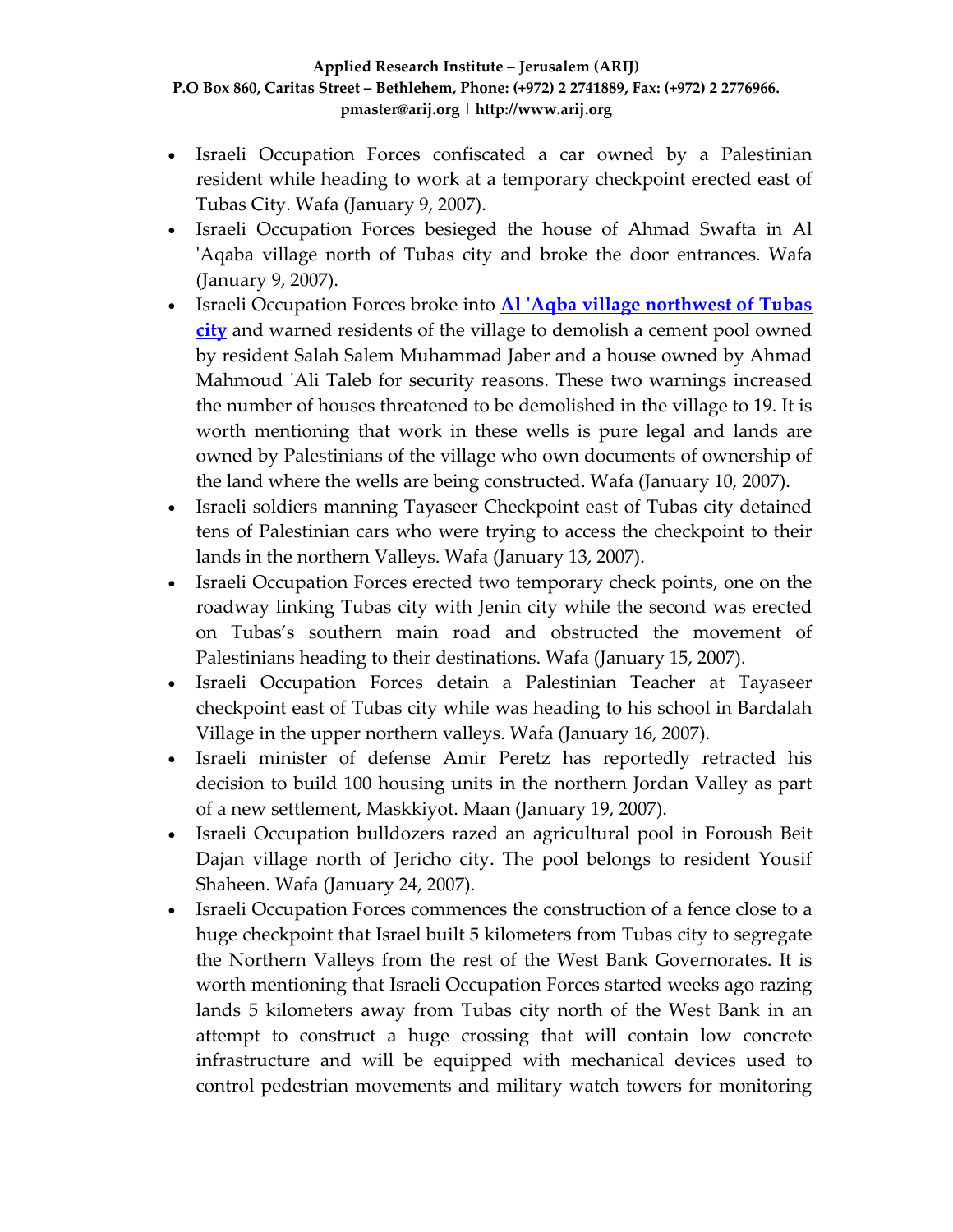- Israeli Occupation Forces confiscated a car owned by a Palestinian resident while heading to work at a temporary checkpoint erected east of Tubas City. Wafa (January 9, 2007).
- Israeli Occupation Forces besieged the house of Ahmad Swafta in Al 'Aqaba village north of Tubas city and broke the door entrances. Wafa (January 9, 2007).
- Israeli Occupation Forces broke into **Al 'Aqba village northwest of Tubas city** and warned residents of the village to demolish a cement pool owned by resident Salah Salem Muhammad Jaber and a house owned by Ahmad Mahmoud 'Ali Taleb for security reasons. These two warnings increased the number of houses threatened to be demolished in the village to 19. It is worth mentioning that work in these wells is pure legal and lands are owned by Palestinians of the village who own documents of ownership of the land where the wells are being constructed. Wafa (January 10, 2007).
- Israeli soldiers manning Tayaseer Checkpoint east of Tubas city detained tens of Palestinian cars who were trying to access the checkpoint to their lands in the northern Valleys. Wafa (January 13, 2007).
- Israeli Occupation Forces erected two temporary check points, one on the roadway linking Tubas city with Jenin city while the second was erected on Tubas's southern main road and obstructed the movement of Palestinians heading to their destinations. Wafa (January 15, 2007).
- Israeli Occupation Forces detain a Palestinian Teacher at Tayaseer checkpoint east of Tubas city while was heading to his school in Bardalah Village in the upper northern valleys. Wafa (January 16, 2007).
- Israeli minister of defense Amir Peretz has reportedly retracted his decision to build 100 housing units in the northern Jordan Valley as part of a new settlement, Maskkiyot. Maan (January 19, 2007).
- Israeli Occupation bulldozers razed an agricultural pool in Foroush Beit Dajan village north of Jericho city. The pool belongs to resident Yousif Shaheen. Wafa (January 24, 2007).
- Israeli Occupation Forces commences the construction of a fence close to a huge checkpoint that Israel built 5 kilometers from Tubas city to segregate the Northern Valleys from the rest of the West Bank Governorates. It is worth mentioning that Israeli Occupation Forces started weeks ago razing lands 5 kilometers away from Tubas city north of the West Bank in an attempt to construct a huge crossing that will contain low concrete infrastructure and will be equipped with mechanical devices used to control pedestrian movements and military watch towers for monitoring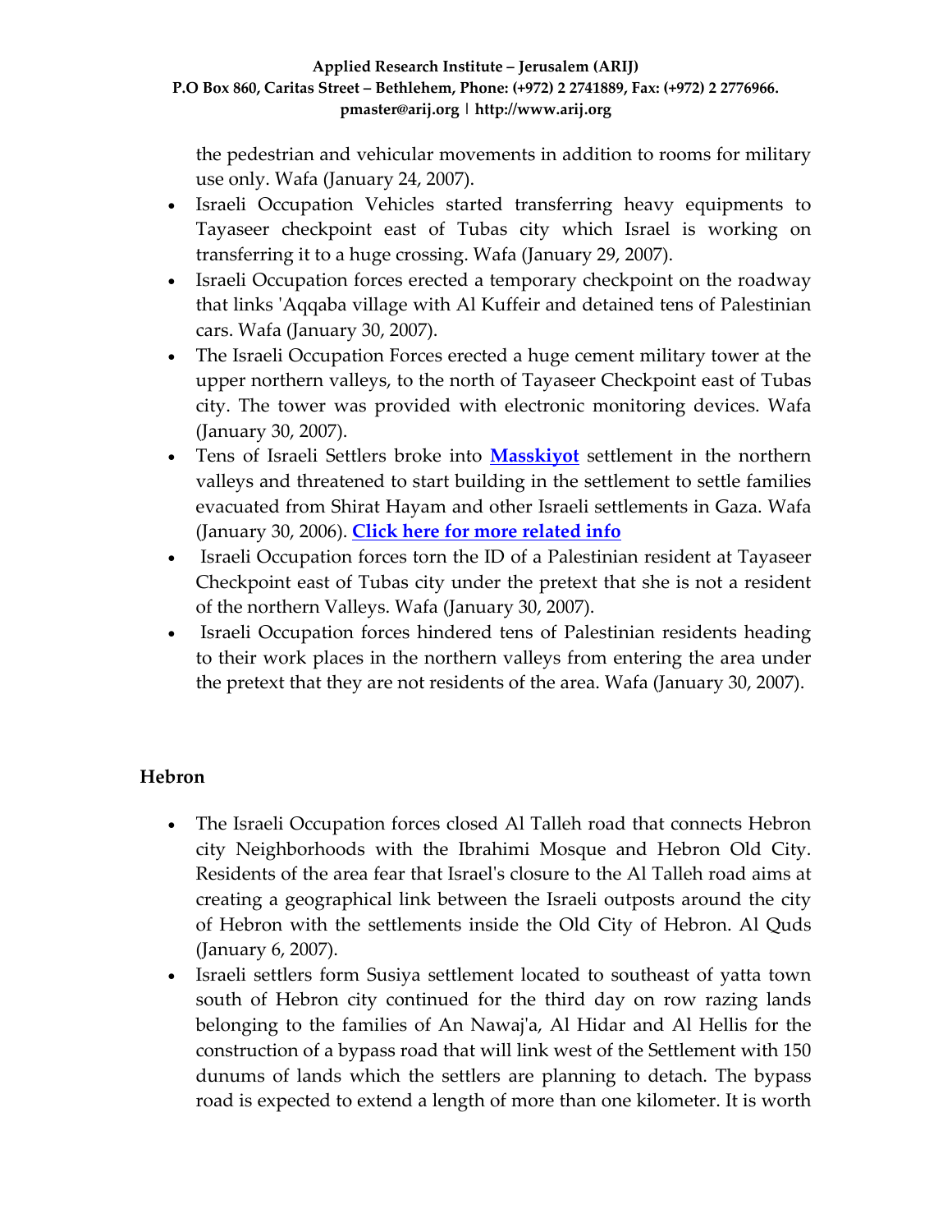the pedestrian and vehicular movements in addition to rooms for military use only. Wafa (January 24, 2007).

- Israeli Occupation Vehicles started transferring heavy equipments to Tayaseer checkpoint east of Tubas city which Israel is working on transferring it to a huge crossing. Wafa (January 29, 2007).
- Israeli Occupation forces erected a temporary checkpoint on the roadway that links 'Aqqaba village with Al Kuffeir and detained tens of Palestinian cars. Wafa (January 30, 2007).
- The Israeli Occupation Forces erected a huge cement military tower at the upper northern valleys, to the north of Tayaseer Checkpoint east of Tubas city. The tower was provided with electronic monitoring devices. Wafa (January 30, 2007).
- Tens of Israeli Settlers broke into **Masskiyot** settlement in the northern valleys and threatened to start building in the settlement to settle families evacuated from Shirat Hayam and other Israeli settlements in Gaza. Wafa (January 30, 2006). **Click here for more related info**
- Israeli Occupation forces torn the ID of a Palestinian resident at Tayaseer Checkpoint east of Tubas city under the pretext that she is not a resident of the northern Valleys. Wafa (January 30, 2007).
- Israeli Occupation forces hindered tens of Palestinian residents heading to their work places in the northern valleys from entering the area under the pretext that they are not residents of the area. Wafa (January 30, 2007).

## Hebron

- The Israeli Occupation forces closed Al Talleh road that connects Hebron city Neighborhoods with the Ibrahimi Mosque and Hebron Old City. Residents of the area fear that Israel's closure to the Al Talleh road aims at creating a geographical link between the Israeli outposts around the city of Hebron with the settlements inside the Old City of Hebron. Al Quds (January 6, 2007).
- Israeli settlers form Susiya settlement located to southeast of yatta town south of Hebron city continued for the third day on row razing lands belonging to the families of An Nawaj'a, Al Hidar and Al Hellis for the construction of a bypass road that will link west of the Settlement with 150 dunums of lands which the settlers are planning to detach. The bypass road is expected to extend a length of more than one kilometer. It is worth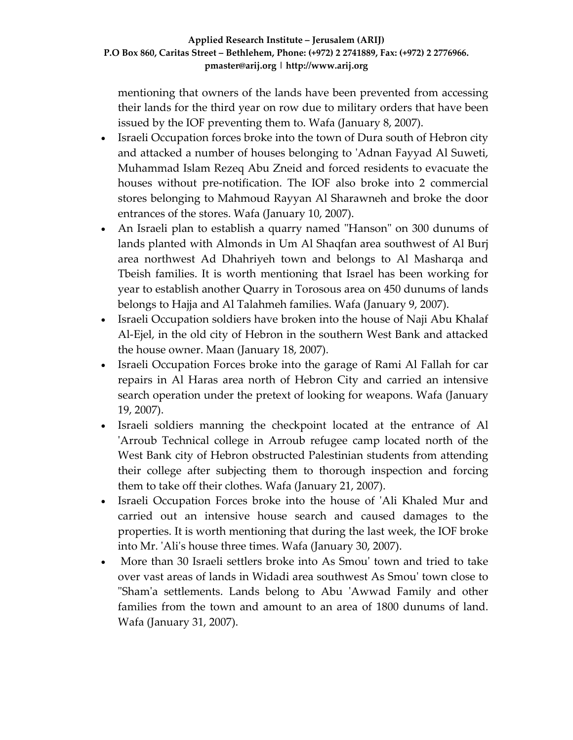mentioning that owners of the lands have been prevented from accessing their lands for the third year on row due to military orders that have been issued by the IOF preventing them to. Wafa (January 8, 2007).

- Israeli Occupation forces broke into the town of Dura south of Hebron city and attacked a number of houses belonging to 'Adnan Fayyad Al Suweti, Muhammad Islam Rezeq Abu Zneid and forced residents to evacuate the houses without pre-notification. The IOF also broke into 2 commercial stores belonging to Mahmoud Rayyan Al Sharawneh and broke the door entrances of the stores. Wafa (January 10, 2007).
- An Israeli plan to establish a quarry named "Hanson" on 300 dunums of lands planted with Almonds in Um Al Shaqfan area southwest of Al Burj area northwest Ad Dhahriyeh town and belongs to Al Masharqa and Tbeish families. It is worth mentioning that Israel has been working for year to establish another Quarry in Torosous area on 450 dunums of lands belongs to Hajja and Al Talahmeh families. Wafa (January 9, 2007).
- Israeli Occupation soldiers have broken into the house of Naji Abu Khalaf Al-Ejel, in the old city of Hebron in the southern West Bank and attacked the house owner. Maan (January 18, 2007).
- Israeli Occupation Forces broke into the garage of Rami Al Fallah for car repairs in Al Haras area north of Hebron City and carried an intensive search operation under the pretext of looking for weapons. Wafa (January 19, 2007).
- Israeli soldiers manning the checkpoint located at the entrance of Al 'Arroub Technical college in Arroub refugee camp located north of the West Bank city of Hebron obstructed Palestinian students from attending their college after subjecting them to thorough inspection and forcing them to take off their clothes. Wafa (January 21, 2007).
- Israeli Occupation Forces broke into the house of 'Ali Khaled Mur and carried out an intensive house search and caused damages to the properties. It is worth mentioning that during the last week, the IOF broke into Mr. 'Ali's house three times. Wafa (January 30, 2007).
- More than 30 Israeli settlers broke into As Smou' town and tried to take over vast areas of lands in Widadi area southwest As Smou' town close to "Sham'a settlements. Lands belong to Abu 'Awwad Family and other families from the town and amount to an area of 1800 dunums of land. Wafa (January 31, 2007).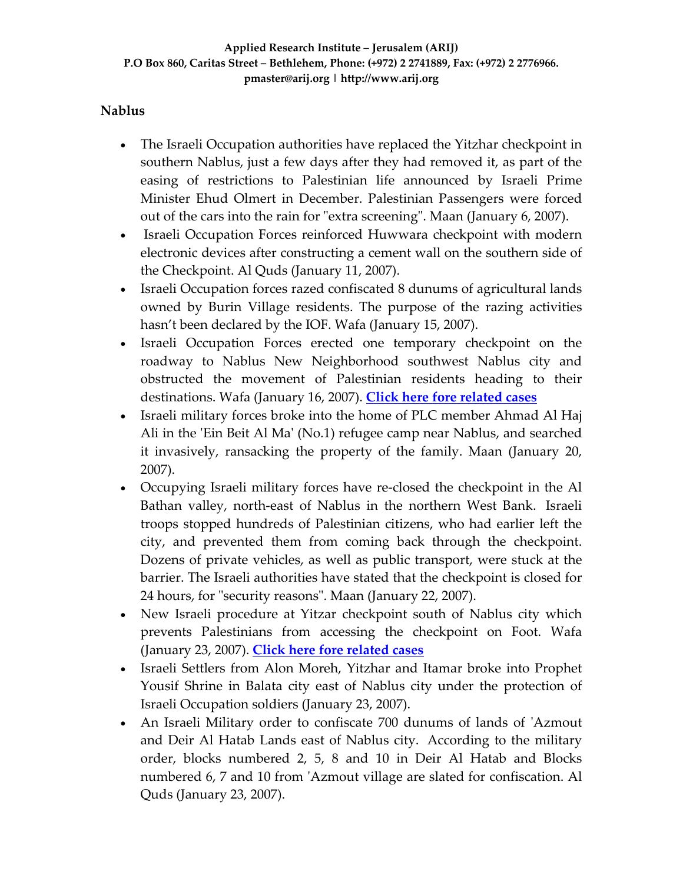## Nablus

- The Israeli Occupation authorities have replaced the Yitzhar checkpoint in southern Nablus, just a few days after they had removed it, as part of the easing of restrictions to Palestinian life announced by Israeli Prime Minister Ehud Olmert in December. Palestinian Passengers were forced out of the cars into the rain for "extra screening". Maan (January 6, 2007).
- Israeli Occupation Forces reinforced Huwwara checkpoint with modern electronic devices after constructing a cement wall on the southern side of the Checkpoint. Al Quds (January 11, 2007).
- Israeli Occupation forces razed confiscated 8 dunums of agricultural lands owned by Burin Village residents. The purpose of the razing activities hasn't been declared by the IOF. Wafa (January 15, 2007).
- Israeli Occupation Forces erected one temporary checkpoint on the roadway to Nablus New Neighborhood southwest Nablus city and obstructed the movement of Palestinian residents heading to their destinations. Wafa (January 16, 2007). **Click here fore related cases**
- Israeli military forces broke into the home of PLC member Ahmad Al Haj Ali in the 'Ein Beit Al Ma' (No.1) refugee camp near Nablus, and searched it invasively, ransacking the property of the family. Maan (January 20, 2007).
- Occupying Israeli military forces have re-closed the checkpoint in the Al Bathan valley, north-east of Nablus in the northern West Bank. Israeli troops stopped hundreds of Palestinian citizens, who had earlier left the city, and prevented them from coming back through the checkpoint. Dozens of private vehicles, as well as public transport, were stuck at the barrier. The Israeli authorities have stated that the checkpoint is closed for 24 hours, for "security reasons". Maan (January 22, 2007).
- New Israeli procedure at Yitzar checkpoint south of Nablus city which prevents Palestinians from accessing the checkpoint on Foot. Wafa (January 23, 2007). **Click here fore related cases**
- Israeli Settlers from Alon Moreh, Yitzhar and Itamar broke into Prophet Yousif Shrine in Balata city east of Nablus city under the protection of Israeli Occupation soldiers (January 23, 2007).
- An Israeli Military order to confiscate 700 dunums of lands of 'Azmout and Deir Al Hatab Lands east of Nablus city. According to the military order, blocks numbered 2, 5, 8 and 10 in Deir Al Hatab and Blocks numbered 6, 7 and 10 from 'Azmout village are slated for confiscation. Al Quds (January 23, 2007).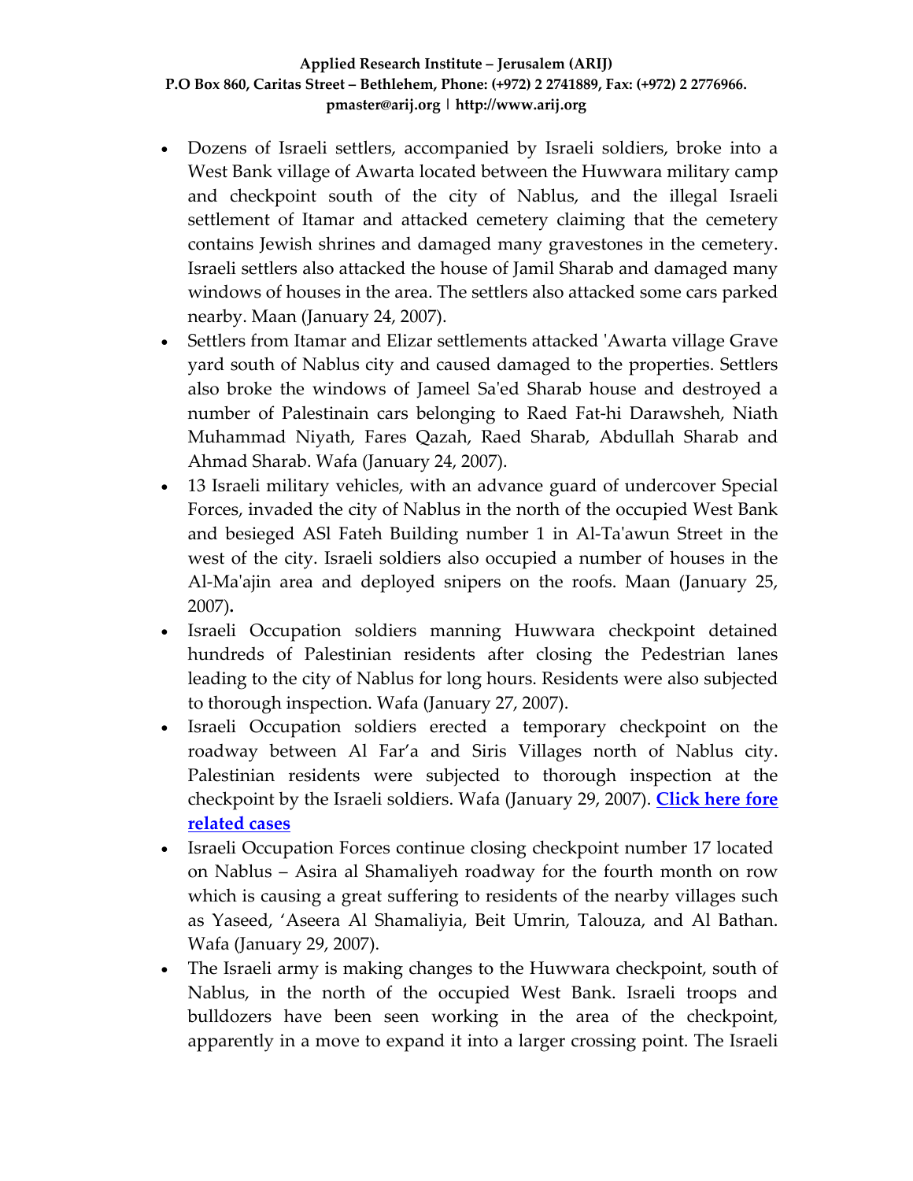- Dozens of Israeli settlers, accompanied by Israeli soldiers, broke into a West Bank village of Awarta located between the Huwwara military camp and checkpoint south of the city of Nablus, and the illegal Israeli settlement of Itamar and attacked cemetery claiming that the cemetery contains Jewish shrines and damaged many gravestones in the cemetery. Israeli settlers also attacked the house of Jamil Sharab and damaged many windows of houses in the area. The settlers also attacked some cars parked nearby. Maan (January 24, 2007).
- Settlers from Itamar and Elizar settlements attacked 'Awarta village Grave yard south of Nablus city and caused damaged to the properties. Settlers also broke the windows of Jameel Sa'ed Sharab house and destroyed a number of Palestinain cars belonging to Raed Fat-hi Darawsheh, Niath Muhammad Niyath, Fares Qazah, Raed Sharab, Abdullah Sharab and Ahmad Sharab. Wafa (January 24, 2007).
- 13 Israeli military vehicles, with an advance guard of undercover Special Forces, invaded the city of Nablus in the north of the occupied West Bank and besieged ASl Fateh Building number 1 in Al-Ta'awun Street in the west of the city. Israeli soldiers also occupied a number of houses in the Al-Ma'ajin area and deployed snipers on the roofs. Maan (January 25, 2007)**.**
- Israeli Occupation soldiers manning Huwwara checkpoint detained hundreds of Palestinian residents after closing the Pedestrian lanes leading to the city of Nablus for long hours. Residents were also subjected to thorough inspection. Wafa (January 27, 2007).
- Israeli Occupation soldiers erected a temporary checkpoint on the roadway between Al Far'a and Siris Villages north of Nablus city. Palestinian residents were subjected to thorough inspection at the checkpoint by the Israeli soldiers. Wafa (January 29, 2007). **Click here fore related cases**
- Israeli Occupation Forces continue closing checkpoint number 17 located on Nablus – Asira al Shamaliyeh roadway for the fourth month on row which is causing a great suffering to residents of the nearby villages such as Yaseed, 'Aseera Al Shamaliyia, Beit Umrin, Talouza, and Al Bathan. Wafa (January 29, 2007).
- The Israeli army is making changes to the Huwwara checkpoint, south of Nablus, in the north of the occupied West Bank. Israeli troops and bulldozers have been seen working in the area of the checkpoint, apparently in a move to expand it into a larger crossing point. The Israeli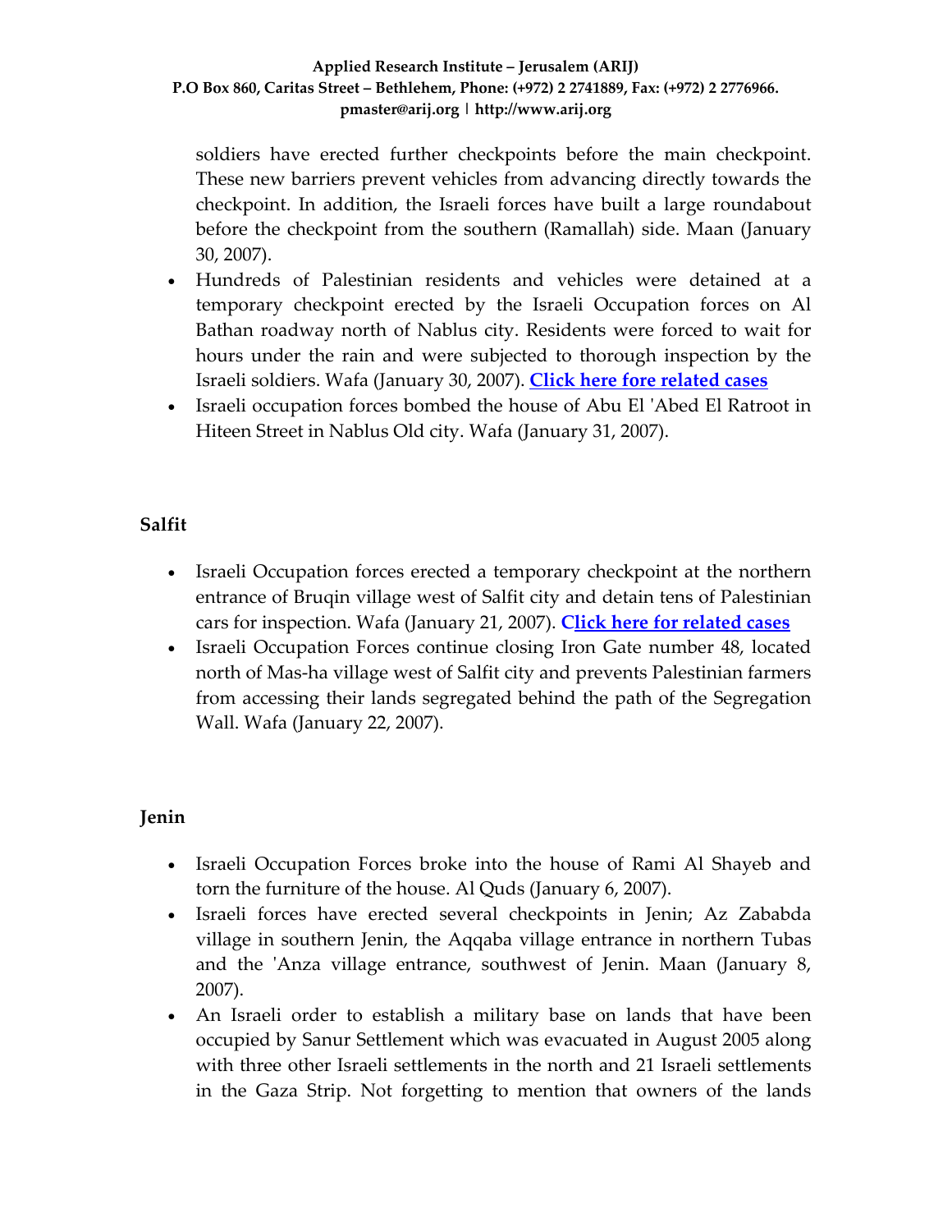soldiers have erected further checkpoints before the main checkpoint. These new barriers prevent vehicles from advancing directly towards the checkpoint. In addition, the Israeli forces have built a large roundabout before the checkpoint from the southern (Ramallah) side. Maan (January 30, 2007).

- Hundreds of Palestinian residents and vehicles were detained at a temporary checkpoint erected by the Israeli Occupation forces on Al Bathan roadway north of Nablus city. Residents were forced to wait for hours under the rain and were subjected to thorough inspection by the Israeli soldiers. Wafa (January 30, 2007). **Click here fore related cases**
- Israeli occupation forces bombed the house of Abu El 'Abed El Ratroot in Hiteen Street in Nablus Old city. Wafa (January 31, 2007).

### Salfit

- Israeli Occupation forces erected a temporary checkpoint at the northern entrance of Bruqin village west of Salfit city and detain tens of Palestinian cars for inspection. Wafa (January 21, 2007). **Click here for related cases**
- Israeli Occupation Forces continue closing Iron Gate number 48, located north of Mas-ha village west of Salfit city and prevents Palestinian farmers from accessing their lands segregated behind the path of the Segregation Wall. Wafa (January 22, 2007).

### Jenin

- Israeli Occupation Forces broke into the house of Rami Al Shayeb and torn the furniture of the house. Al Quds (January 6, 2007).
- Israeli forces have erected several checkpoints in Jenin; Az Zababda village in southern Jenin, the Aqqaba village entrance in northern Tubas and the 'Anza village entrance, southwest of Jenin. Maan (January 8, 2007).
- An Israeli order to establish a military base on lands that have been occupied by Sanur Settlement which was evacuated in August 2005 along with three other Israeli settlements in the north and 21 Israeli settlements in the Gaza Strip. Not forgetting to mention that owners of the lands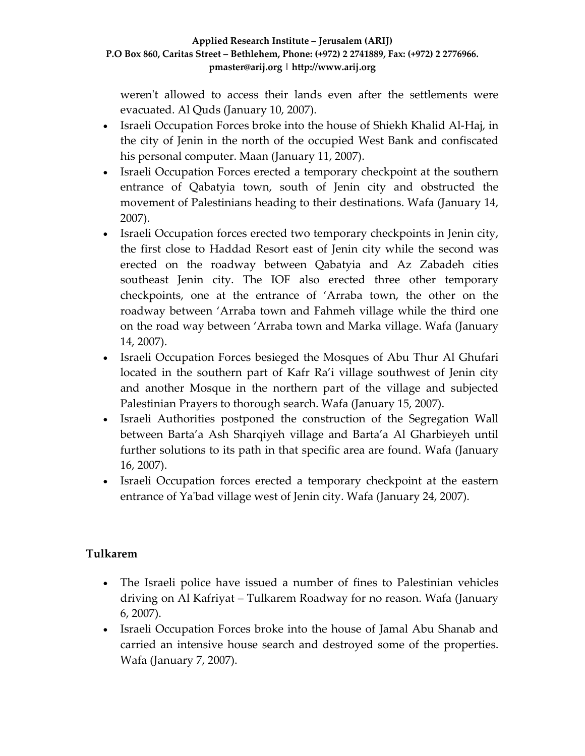weren't allowed to access their lands even after the settlements were evacuated. Al Quds (January 10, 2007).

- Israeli Occupation Forces broke into the house of Shiekh Khalid Al-Haj, in the city of Jenin in the north of the occupied West Bank and confiscated his personal computer. Maan (January 11, 2007).
- Israeli Occupation Forces erected a temporary checkpoint at the southern entrance of Qabatyia town, south of Jenin city and obstructed the movement of Palestinians heading to their destinations. Wafa (January 14, 2007).
- Israeli Occupation forces erected two temporary checkpoints in Jenin city, the first close to Haddad Resort east of Jenin city while the second was erected on the roadway between Qabatyia and Az Zabadeh cities southeast Jenin city. The IOF also erected three other temporary checkpoints, one at the entrance of 'Arraba town, the other on the roadway between 'Arraba town and Fahmeh village while the third one on the road way between 'Arraba town and Marka village. Wafa (January 14, 2007).
- Israeli Occupation Forces besieged the Mosques of Abu Thur Al Ghufari located in the southern part of Kafr Ra'i village southwest of Jenin city and another Mosque in the northern part of the village and subjected Palestinian Prayers to thorough search. Wafa (January 15, 2007).
- Israeli Authorities postponed the construction of the Segregation Wall between Barta'a Ash Sharqiyeh village and Barta'a Al Gharbieyeh until further solutions to its path in that specific area are found. Wafa (January 16, 2007).
- Israeli Occupation forces erected a temporary checkpoint at the eastern entrance of Ya'bad village west of Jenin city. Wafa (January 24, 2007).

**Tulkarem**

- The Israeli police have issued a number of fines to Palestinian vehicles driving on Al Kafriyat – Tulkarem Roadway for no reason. Wafa (January 6, 2007).
- Israeli Occupation Forces broke into the house of Jamal Abu Shanab and carried an intensive house search and destroyed some of the properties. Wafa (January 7, 2007).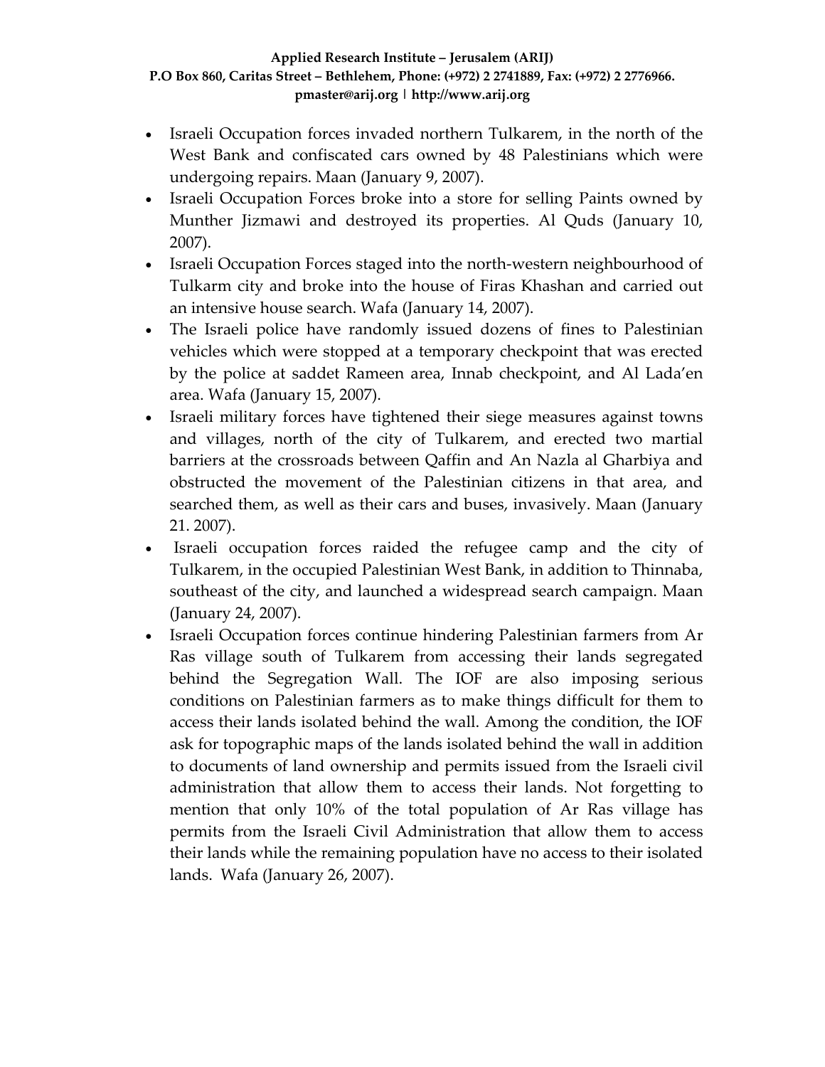- Israeli Occupation forces invaded northern Tulkarem, in the north of the West Bank and confiscated cars owned by 48 Palestinians which were undergoing repairs. Maan (January 9, 2007).
- Israeli Occupation Forces broke into a store for selling Paints owned by Munther Jizmawi and destroyed its properties. Al Quds (January 10, 2007).
- Israeli Occupation Forces staged into the north-western neighbourhood of Tulkarm city and broke into the house of Firas Khashan and carried out an intensive house search. Wafa (January 14, 2007).
- The Israeli police have randomly issued dozens of fines to Palestinian vehicles which were stopped at a temporary checkpoint that was erected by the police at saddet Rameen area, Innab checkpoint, and Al Lada'en area. Wafa (January 15, 2007).
- Israeli military forces have tightened their siege measures against towns and villages, north of the city of Tulkarem, and erected two martial barriers at the crossroads between Qaffin and An Nazla al Gharbiya and obstructed the movement of the Palestinian citizens in that area, and searched them, as well as their cars and buses, invasively. Maan (January 21. 2007).
- Israeli occupation forces raided the refugee camp and the city of Tulkarem, in the occupied Palestinian West Bank, in addition to Thinnaba, southeast of the city, and launched a widespread search campaign. Maan (January 24, 2007).
- Israeli Occupation forces continue hindering Palestinian farmers from Ar Ras village south of Tulkarem from accessing their lands segregated behind the Segregation Wall. The IOF are also imposing serious conditions on Palestinian farmers as to make things difficult for them to access their lands isolated behind the wall. Among the condition, the IOF ask for topographic maps of the lands isolated behind the wall in addition to documents of land ownership and permits issued from the Israeli civil administration that allow them to access their lands. Not forgetting to mention that only 10% of the total population of Ar Ras village has permits from the Israeli Civil Administration that allow them to access their lands while the remaining population have no access to their isolated lands. Wafa (January 26, 2007).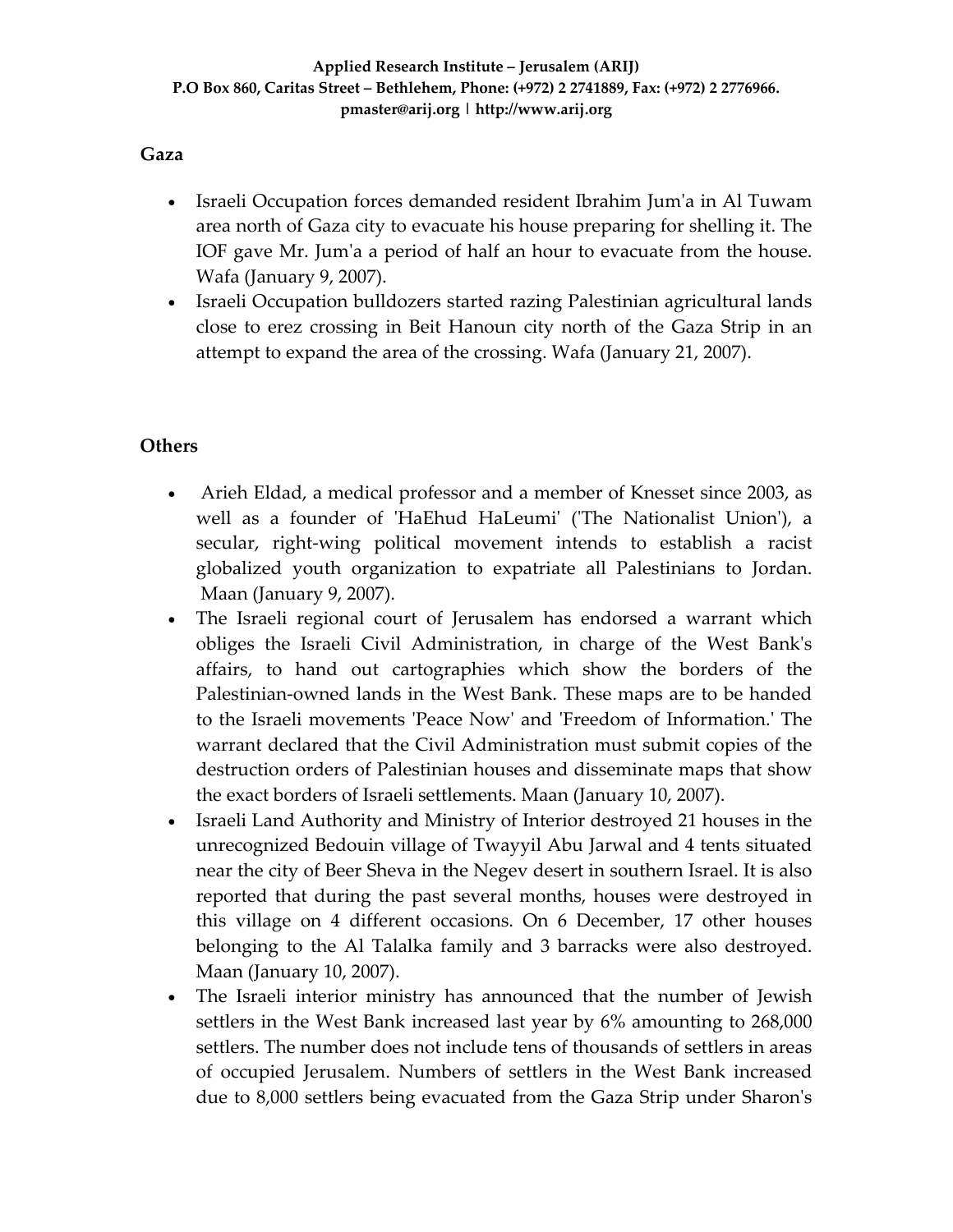## Gaza

- Israeli Occupation forces demanded resident Ibrahim Jum'a in Al Tuwam area north of Gaza city to evacuate his house preparing for shelling it. The IOF gave Mr. Jum'a a period of half an hour to evacuate from the house. Wafa (January 9, 2007).
- Israeli Occupation bulldozers started razing Palestinian agricultural lands close to erez crossing in Beit Hanoun city north of the Gaza Strip in an attempt to expand the area of the crossing. Wafa (January 21, 2007).

## Others

- Arieh Eldad, a medical professor and a member of Knesset since 2003, as well as a founder of 'HaEhud HaLeumi' ('The Nationalist Union'), a secular, right-wing political movement intends to establish a racist globalized youth organization to expatriate all Palestinians to Jordan. Maan (January 9, 2007).
- The Israeli regional court of Jerusalem has endorsed a warrant which obliges the Israeli Civil Administration, in charge of the West Bank's affairs, to hand out cartographies which show the borders of the Palestinian-owned lands in the West Bank. These maps are to be handed to the Israeli movements 'Peace Now' and 'Freedom of Information.' The warrant declared that the Civil Administration must submit copies of the destruction orders of Palestinian houses and disseminate maps that show the exact borders of Israeli settlements. Maan (January 10, 2007).
- Israeli Land Authority and Ministry of Interior destroyed 21 houses in the unrecognized Bedouin village of Twayyil Abu Jarwal and 4 tents situated near the city of Beer Sheva in the Negev desert in southern Israel. It is also reported that during the past several months, houses were destroyed in this village on 4 different occasions. On 6 December, 17 other houses belonging to the Al Talalka family and 3 barracks were also destroyed. Maan (January 10, 2007).
- The Israeli interior ministry has announced that the number of Jewish settlers in the West Bank increased last year by 6% amounting to 268,000 settlers. The number does not include tens of thousands of settlers in areas of occupied Jerusalem. Numbers of settlers in the West Bank increased due to 8,000 settlers being evacuated from the Gaza Strip under Sharon's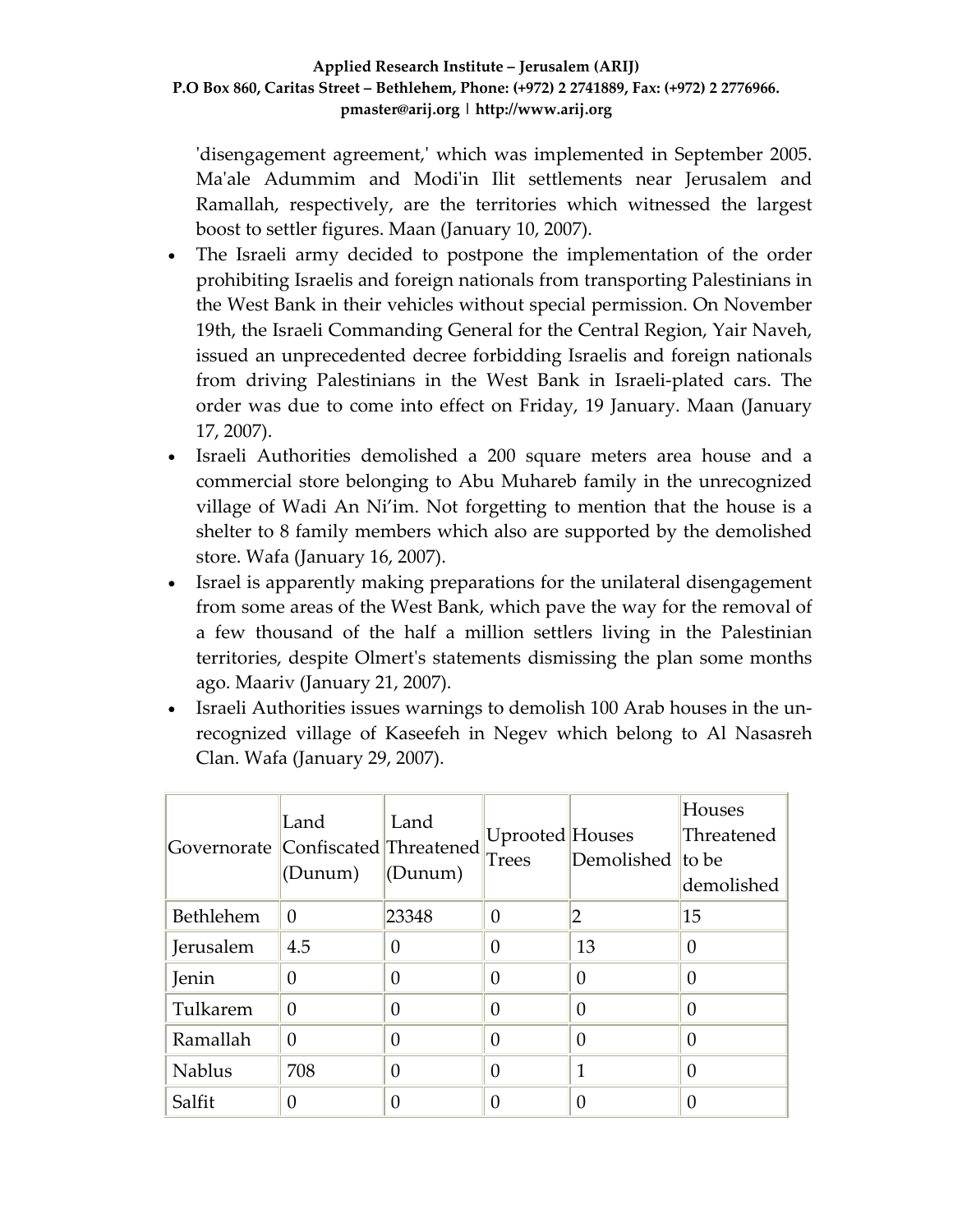'disengagement agreement,' which was implemented in September 2005. Ma'ale Adummim and Modi'in Ilit settlements near Jerusalem and Ramallah, respectively, are the territories which witnessed the largest boost to settler figures. Maan (January 10, 2007).

- The Israeli army decided to postpone the implementation of the order prohibiting Israelis and foreign nationals from transporting Palestinians in the West Bank in their vehicles without special permission. On November 19th, the Israeli Commanding General for the Central Region, Yair Naveh, issued an unprecedented decree forbidding Israelis and foreign nationals from driving Palestinians in the West Bank in Israeli-plated cars. The order was due to come into effect on Friday, 19 January. Maan (January 17, 2007).
- Israeli Authorities demolished a 200 square meters area house and a commercial store belonging to Abu Muhareb family in the unrecognized village of Wadi An Ni'im. Not forgetting to mention that the house is a shelter to 8 family members which also are supported by the demolished store. Wafa (January 16, 2007).
- Israel is apparently making preparations for the unilateral disengagement from some areas of the West Bank, which pave the way for the removal of a few thousand of the half a million settlers living in the Palestinian territories, despite Olmert's statements dismissing the plan some months ago. Maariv (January 21, 2007).
- Israeli Authorities issues warnings to demolish 100 Arab houses in the un-recognized village of Kaseefeh in Negev which belong to Al Nasasreh Clan. Wafa (January 29, 2007).

| Governorate | Land Confiscated (Dunum) | Land Threatened (Dunum) | Uprooted Trees | Houses Demolished | Houses Threatened to be demolished |
|---|---|---|---|---|---|
| Bethlehem | 0 | 23348 | 0 | 2 | 15 |
| Jerusalem | 4.5 | 0 | 0 | 13 | 0 |
| Jenin | 0 | 0 | 0 | 0 | 0 |
| Tulkarem | 0 | 0 | 0 | 0 | 0 |
| Ramallah | 0 | 0 | 0 | 0 | 0 |
| Nablus | 708 | 0 | 0 | 1 | 0 |
| Salfit | 0 | 0 | 0 | 0 | 0 |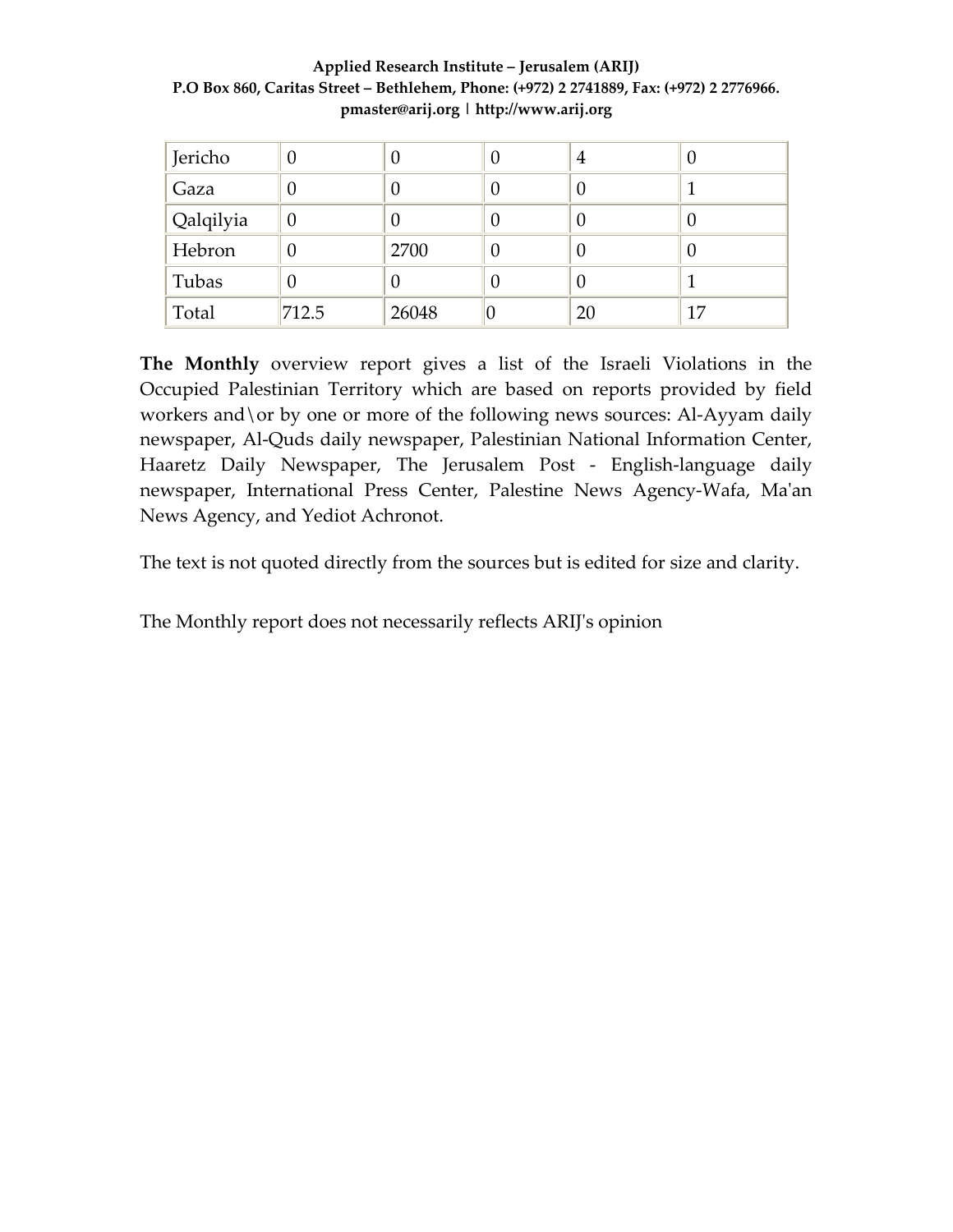| | | | | | |
|---|---|---|---|---|---|
| Jericho | 0 | 0 | 0 | 4 | 0 |
| Gaza | 0 | 0 | 0 | 0 | 1 |
| Qalqilyia | 0 | 0 | 0 | 0 | 0 |
| Hebron | 0 | 2700 | 0 | 0 | 0 |
| Tubas | 0 | 0 | 0 | 0 | 1 |
| Total | 712.5 | 26048 | 0 | 20 | 17 |

**The Monthly** overview report gives a list of the Israeli Violations in the Occupied Palestinian Territory which are based on reports provided by field workers and\or by one or more of the following news sources: Al-Ayyam daily newspaper, Al-Quds daily newspaper, Palestinian National Information Center, Haaretz Daily Newspaper, The Jerusalem Post - English-language daily newspaper, International Press Center, Palestine News Agency-Wafa, Ma'an News Agency, and Yediot Achronot.

The text is not quoted directly from the sources but is edited for size and clarity.

The Monthly report does not necessarily reflects ARIJ's opinion